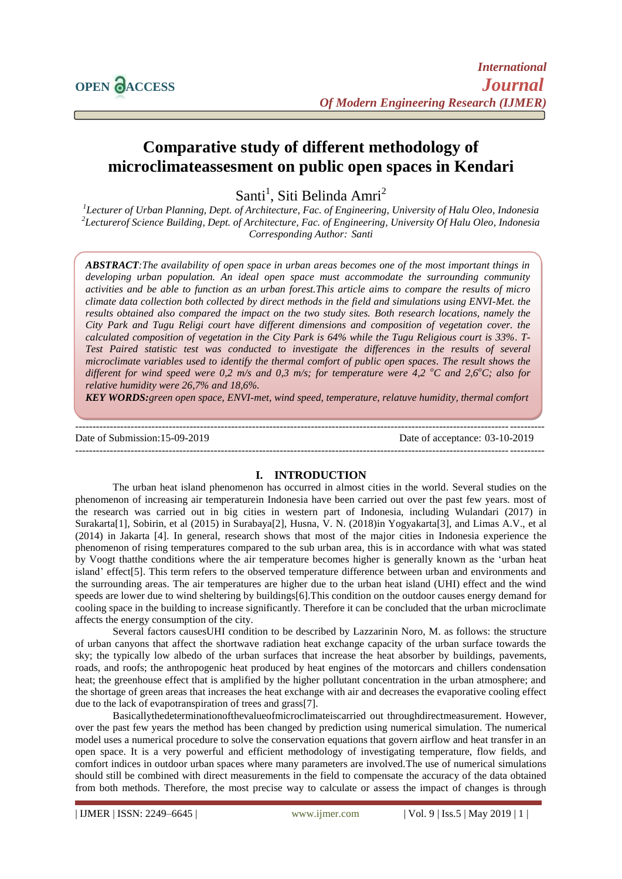# Comparative study of different methodology of microclimateassesement on public open spaces in Kendari

Santi[1], Siti Belinda Amri[2]

[1]*Lecturer of Urban Planning, Dept. of Architecture, Fac. of Engineering, University of Halu Oleo, Indonesia*
[2]*Lecturerof Science Building, Dept. of Architecture, Fac. of Engineering, University Of Halu Oleo, Indonesia*
*Corresponding Author: Santi*

***ABSTRACT****:The availability of open space in urban areas becomes one of the most important things in developing urban population. An ideal open space must accommodate the surrounding community activities and be able to function as an urban forest.This article aims to compare the results of micro climate data collection both collected by direct methods in the field and simulations using ENVI-Met. the results obtained also compared the impact on the two study sites. Both research locations, namely the City Park and Tugu Religi court have different dimensions and composition of vegetation cover. the calculated composition of vegetation in the City Park is 64% while the Tugu Religious court is 33%. T-Test Paired statistic test was conducted to investigate the differences in the results of several microclimate variables used to identify the thermal comfort of public open spaces. The result shows the different for wind speed were 0,2 m/s and 0,3 m/s; for temperature were 4,2 $^{o}C$ and 2,6$^{o}C$; also for relative humidity were 26,7% and 18,6%.*

***KEY WORDS:****green open space, ENVI-met, wind speed, temperature, relatuve humidity, thermal comfort*

Date of Submission:15-09-2019 Date of acceptance: 03-10-2019

## I. INTRODUCTION

The urban heat island phenomenon has occurred in almost cities in the world. Several studies on the phenomenon of increasing air temperaturein Indonesia have been carried out over the past few years. most of the research was carried out in big cities in western part of Indonesia, including Wulandari (2017) in Surakarta[1], Sobirin, et al (2015) in Surabaya[2], Husna, V. N. (2018)in Yogyakarta[3], and Limas A.V., et al (2014) in Jakarta [4]. In general, research shows that most of the major cities in Indonesia experience the phenomenon of rising temperatures compared to the sub urban area, this is in accordance with what was stated by Voogt thatthe conditions where the air temperature becomes higher is generally known as the 'urban heat island' effect[5]. This term refers to the observed temperature difference between urban and environments and the surrounding areas. The air temperatures are higher due to the urban heat island (UHI) effect and the wind speeds are lower due to wind sheltering by buildings[6].This condition on the outdoor causes energy demand for cooling space in the building to increase significantly. Therefore it can be concluded that the urban microclimate affects the energy consumption of the city.

Several factors causesUHI condition to be described by Lazzarinin Noro, M. as follows: the structure of urban canyons that affect the shortwave radiation heat exchange capacity of the urban surface towards the sky; the typically low albedo of the urban surfaces that increase the heat absorber by buildings, pavements, roads, and roofs; the anthropogenic heat produced by heat engines of the motorcars and chillers condensation heat; the greenhouse effect that is amplified by the higher pollutant concentration in the urban atmosphere; and the shortage of green areas that increases the heat exchange with air and decreases the evaporative cooling effect due to the lack of evapotranspiration of trees and grass[7].

Basicallythedeterminationofthevalueofmicroclimateiscarried out throughdirectmeasurement. However, over the past few years the method has been changed by prediction using numerical simulation. The numerical model uses a numerical procedure to solve the conservation equations that govern airflow and heat transfer in an open space. It is a very powerful and efficient methodology of investigating temperature, flow fields, and comfort indices in outdoor urban spaces where many parameters are involved.The use of numerical simulations should still be combined with direct measurements in the field to compensate the accuracy of the data obtained from both methods. Therefore, the most precise way to calculate or assess the impact of changes is through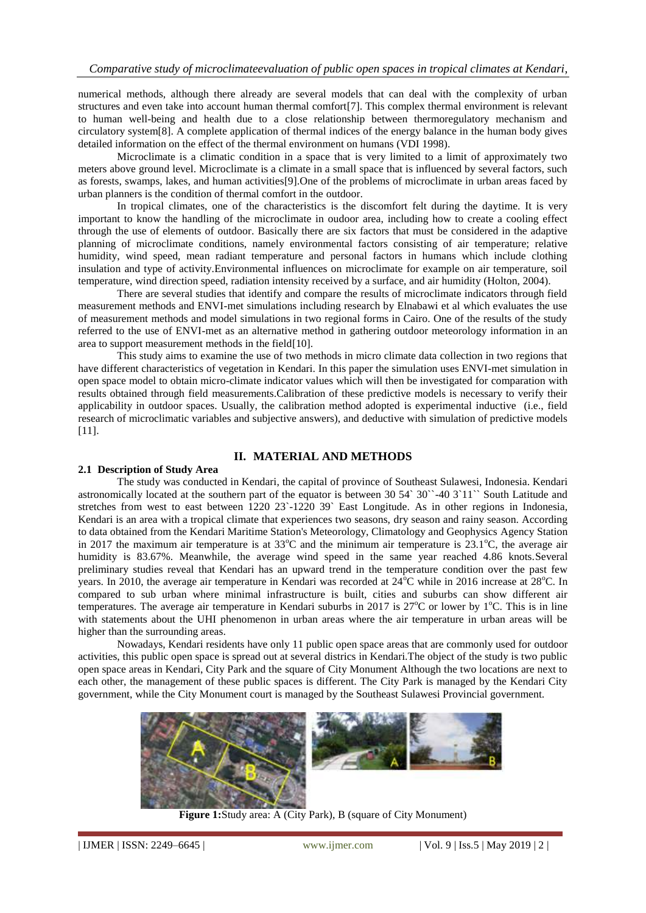numerical methods, although there already are several models that can deal with the complexity of urban structures and even take into account human thermal comfort[7]. This complex thermal environment is relevant to human well-being and health due to a close relationship between thermoregulatory mechanism and circulatory system[8]. A complete application of thermal indices of the energy balance in the human body gives detailed information on the effect of the thermal environment on humans (VDI 1998).

Microclimate is a climatic condition in a space that is very limited to a limit of approximately two meters above ground level. Microclimate is a climate in a small space that is influenced by several factors, such as forests, swamps, lakes, and human activities[9].One of the problems of microclimate in urban areas faced by urban planners is the condition of thermal comfort in the outdoor.

In tropical climates, one of the characteristics is the discomfort felt during the daytime. It is very important to know the handling of the microclimate in oudoor area, including how to create a cooling effect through the use of elements of outdoor. Basically there are six factors that must be considered in the adaptive planning of microclimate conditions, namely environmental factors consisting of air temperature; relative humidity, wind speed, mean radiant temperature and personal factors in humans which include clothing insulation and type of activity.Environmental influences on microclimate for example on air temperature, soil temperature, wind direction speed, radiation intensity received by a surface, and air humidity (Holton, 2004).

There are several studies that identify and compare the results of microclimate indicators through field measurement methods and ENVI-met simulations including research by Elnabawi et al which evaluates the use of measurement methods and model simulations in two regional forms in Cairo. One of the results of the study referred to the use of ENVI-met as an alternative method in gathering outdoor meteorology information in an area to support measurement methods in the field[10].

This study aims to examine the use of two methods in micro climate data collection in two regions that have different characteristics of vegetation in Kendari. In this paper the simulation uses ENVI-met simulation in open space model to obtain micro-climate indicator values which will then be investigated for comparation with results obtained through field measurements.Calibration of these predictive models is necessary to verify their applicability in outdoor spaces. Usually, the calibration method adopted is experimental inductive (i.e., field research of microclimatic variables and subjective answers), and deductive with simulation of predictive models [11].

## II. MATERIAL AND METHODS

### 2.1 Description of Study Area

The study was conducted in Kendari, the capital of province of Southeast Sulawesi, Indonesia. Kendari astronomically located at the southern part of the equator is between 30 54` 30``-40 3`11`` South Latitude and stretches from west to east between 1220 23`-1220 39` East Longitude. As in other regions in Indonesia, Kendari is an area with a tropical climate that experiences two seasons, dry season and rainy season. According to data obtained from the Kendari Maritime Station's Meteorology, Climatology and Geophysics Agency Station in 2017 the maximum air temperature is at 33$^{o}$C and the minimum air temperature is 23.1$^{o}$C, the average air humidity is 83.67%. Meanwhile, the average wind speed in the same year reached 4.86 knots.Several preliminary studies reveal that Kendari has an upward trend in the temperature condition over the past few years. In 2010, the average air temperature in Kendari was recorded at 24$^{0}$C while in 2016 increase at 28$^{o}$C. In compared to sub urban where minimal infrastructure is built, cities and suburbs can show different air temperatures. The average air temperature in Kendari suburbs in 2017 is 27$^{o}$C or lower by 1$^{o}$C. This is in line with statements about the UHI phenomenon in urban areas where the air temperature in urban areas will be higher than the surrounding areas.

Nowadays, Kendari residents have only 11 public open space areas that are commonly used for outdoor activities, this public open space is spread out at several districs in Kendari.The object of the study is two public open space areas in Kendari, City Park and the square of City Monument Although the two locations are next to each other, the management of these public spaces is different. The City Park is managed by the Kendari City government, while the City Monument court is managed by the Southeast Sulawesi Provincial government.

**Figure 1:**Study area: A (City Park), B (square of City Monument)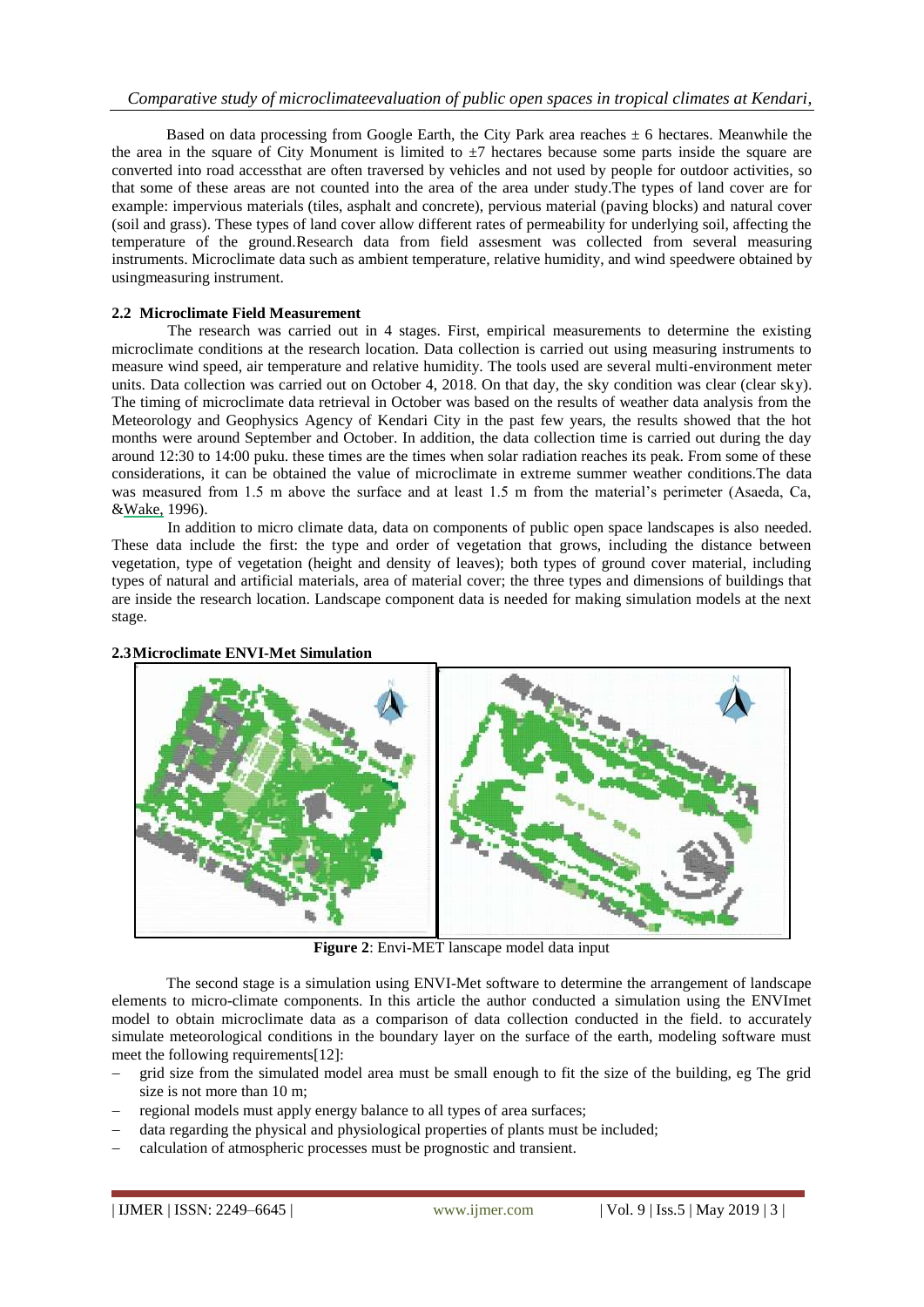Based on data processing from Google Earth, the City Park area reaches ± 6 hectares. Meanwhile the the area in the square of City Monument is limited to ±7 hectares because some parts inside the square are converted into road accessthat are often traversed by vehicles and not used by people for outdoor activities, so that some of these areas are not counted into the area of the area under study.The types of land cover are for example: impervious materials (tiles, asphalt and concrete), pervious material (paving blocks) and natural cover (soil and grass). These types of land cover allow different rates of permeability for underlying soil, affecting the temperature of the ground.Research data from field assesment was collected from several measuring instruments. Microclimate data such as ambient temperature, relative humidity, and wind speedwere obtained by usingmeasuring instrument.

### 2.2 Microclimate Field Measurement

The research was carried out in 4 stages. First, empirical measurements to determine the existing microclimate conditions at the research location. Data collection is carried out using measuring instruments to measure wind speed, air temperature and relative humidity. The tools used are several multi-environment meter units. Data collection was carried out on October 4, 2018. On that day, the sky condition was clear (clear sky). The timing of microclimate data retrieval in October was based on the results of weather data analysis from the Meteorology and Geophysics Agency of Kendari City in the past few years, the results showed that the hot months were around September and October. In addition, the data collection time is carried out during the day around 12:30 to 14:00 puku. these times are the times when solar radiation reaches its peak. From some of these considerations, it can be obtained the value of microclimate in extreme summer weather conditions.The data was measured from 1.5 m above the surface and at least 1.5 m from the material's perimeter (Asaeda, Ca, &Wake, 1996).

In addition to micro climate data, data on components of public open space landscapes is also needed. These data include the first: the type and order of vegetation that grows, including the distance between vegetation, type of vegetation (height and density of leaves); both types of ground cover material, including types of natural and artificial materials, area of material cover; the three types and dimensions of buildings that are inside the research location. Landscape component data is needed for making simulation models at the next stage.

### 2.3 Microclimate ENVI-Met Simulation

**Figure 2**: Envi-MET lanscape model data input

The second stage is a simulation using ENVI-Met software to determine the arrangement of landscape elements to micro-climate components. In this article the author conducted a simulation using the ENVImet model to obtain microclimate data as a comparison of data collection conducted in the field. to accurately simulate meteorological conditions in the boundary layer on the surface of the earth, modeling software must meet the following requirements[12]:

- grid size from the simulated model area must be small enough to fit the size of the building, eg The grid size is not more than 10 m;
- regional models must apply energy balance to all types of area surfaces;
- data regarding the physical and physiological properties of plants must be included;
- calculation of atmospheric processes must be prognostic and transient.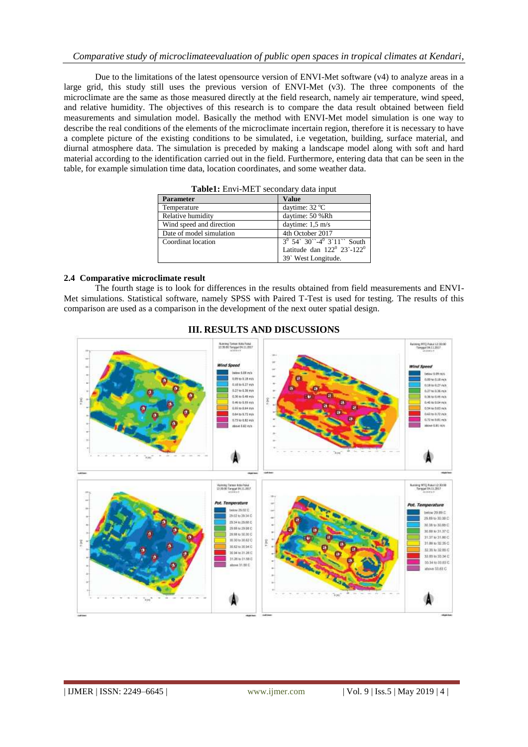Due to the limitations of the latest opensource version of ENVI-Met software (v4) to analyze areas in a large grid, this study still uses the previous version of ENVI-Met (v3). The three components of the microclimate are the same as those measured directly at the field research, namely air temperature, wind speed, and relative humidity. The objectives of this research is to compare the data result obtained between field measurements and simulation model. Basically the method with ENVI-Met model simulation is one way to describe the real conditions of the elements of the microclimate incertain region, therefore it is necessary to have a complete picture of the existing conditions to be simulated, i.e vegetation, building, surface material, and diurnal atmosphere data. The simulation is preceded by making a landscape model along with soft and hard material according to the identification carried out in the field. Furthermore, entering data that can be seen in the table, for example simulation time data, location coordinates, and some weather data.

**Table1:** Envi-MET secondary data input

| Parameter | Value |
|---|---|
| Temperature | daytime: 32 ºC |
| Relative humidity | daytime: 50 %Rh |
| Wind speed and direction | daytime: 1,5 m/s |
| Date of model simulation | 4th October 2017 |
| Coordinat location | $3^0$ 54` 30``-$4^0$ 3`11`` South Latitude dan $122^0$ 23`-$122^0$ 39` West Longitude. |

### 2.4 Comparative microclimate result

The fourth stage is to look for differences in the results obtained from field measurements and ENVI-Met simulations. Statistical software, namely SPSS with Paired T-Test is used for testing. The results of this comparison are used as a comparison in the development of the next outer spatial design.

## III. RESULTS AND DISCUSSIONS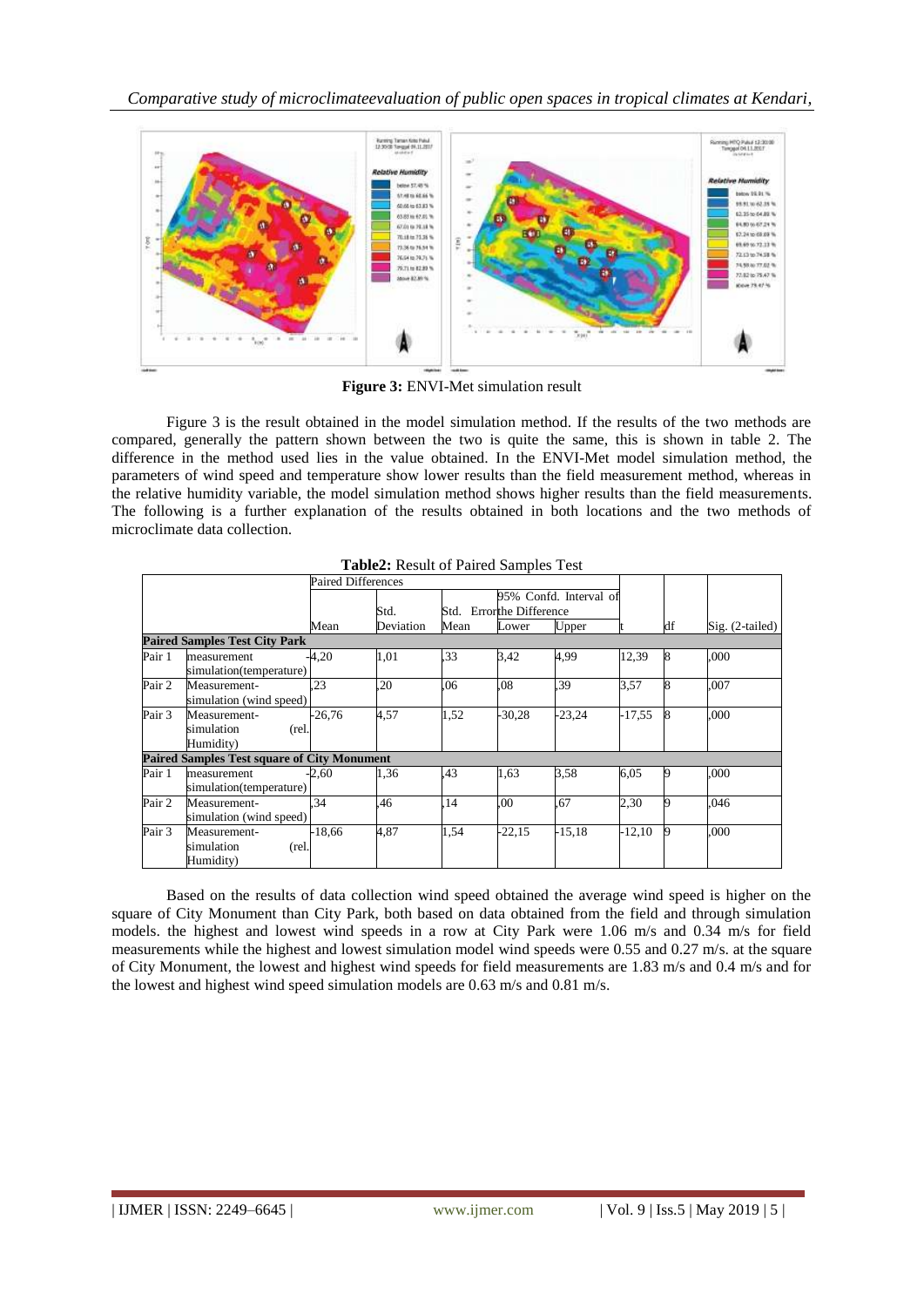**Figure 3:** ENVI-Met simulation result

Figure 3 is the result obtained in the model simulation method. If the results of the two methods are compared, generally the pattern shown between the two is quite the same, this is shown in table 2. The difference in the method used lies in the value obtained. In the ENVI-Met model simulation method, the parameters of wind speed and temperature show lower results than the field measurement method, whereas in the relative humidity variable, the model simulation method shows higher results than the field measurements. The following is a further explanation of the results obtained in both locations and the two methods of microclimate data collection.

**Table2:** Result of Paired Samples Test

| | | Paired Differences | | | | | | | |
|---|---|---|---|---|---|---|---|---|---|
| | | | | | 95% Confd. Interval of the Difference | | | | |
| | | Mean | Std. Deviation | Std. Error Mean | Lower | Upper | t | df | Sig. (2-tailed) |
| **Paired Samples Test City Park** | | | | | | | | | |
| Pair 1 | measurement simulation(temperature) | -4,20 | 1,01 | ,33 | 3,42 | 4,99 | 12,39 | 8 | ,000 |
| Pair 2 | Measurement-simulation (wind speed) | ,23 | ,20 | ,06 | ,08 | ,39 | 3,57 | 8 | ,007 |
| Pair 3 | Measurement-simulation (rel. Humidity) | -26,76 | 4,57 | 1,52 | -30,28 | -23,24 | -17,55 | 8 | ,000 |
| **Paired Samples Test square of City Monument** | | | | | | | | | |
| Pair 1 | measurement simulation(temperature) | -2,60 | 1,36 | ,43 | 1,63 | 3,58 | 6,05 | 9 | ,000 |
| Pair 2 | Measurement-simulation (wind speed) | ,34 | ,46 | ,14 | ,00 | ,67 | 2,30 | 9 | ,046 |
| Pair 3 | Measurement-simulation (rel. Humidity) | -18,66 | 4,87 | 1,54 | -22,15 | -15,18 | -12,10 | 9 | ,000 |

Based on the results of data collection wind speed obtained the average wind speed is higher on the square of City Monument than City Park, both based on data obtained from the field and through simulation models. the highest and lowest wind speeds in a row at City Park were 1.06 m/s and 0.34 m/s for field measurements while the highest and lowest simulation model wind speeds were 0.55 and 0.27 m/s. at the square of City Monument, the lowest and highest wind speeds for field measurements are 1.83 m/s and 0.4 m/s and for the lowest and highest wind speed simulation models are 0.63 m/s and 0.81 m/s.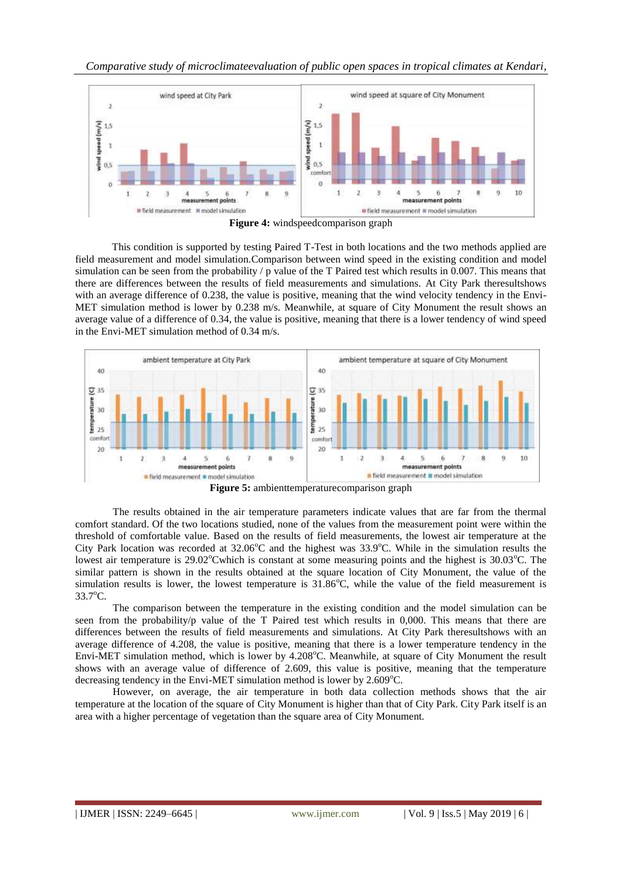**Figure 4:** windspeedcomparison graph

This condition is supported by testing Paired T-Test in both locations and the two methods applied are field measurement and model simulation.Comparison between wind speed in the existing condition and model simulation can be seen from the probability / p value of the T Paired test which results in 0.007. This means that there are differences between the results of field measurements and simulations. At City Park theresultshows with an average difference of 0.238, the value is positive, meaning that the wind velocity tendency in the Envi-MET simulation method is lower by 0.238 m/s. Meanwhile, at square of City Monument the result shows an average value of a difference of 0.34, the value is positive, meaning that there is a lower tendency of wind speed in the Envi-MET simulation method of 0.34 m/s.

**Figure 5:** ambienttemperaturecomparison graph

The results obtained in the air temperature parameters indicate values that are far from the thermal comfort standard. Of the two locations studied, none of the values from the measurement point were within the threshold of comfortable value. Based on the results of field measurements, the lowest air temperature at the City Park location was recorded at 32.06°C and the highest was 33.9°C. While in the simulation results the lowest air temperature is 29.02°Cwhich is constant at some measuring points and the highest is 30.03°C. The similar pattern is shown in the results obtained at the square location of City Monument, the value of the simulation results is lower, the lowest temperature is 31.86°C, while the value of the field measurement is 33.7°C.

The comparison between the temperature in the existing condition and the model simulation can be seen from the probability/p value of the T Paired test which results in 0,000. This means that there are differences between the results of field measurements and simulations. At City Park theresultshows with an average difference of 4.208, the value is positive, meaning that there is a lower temperature tendency in the Envi-MET simulation method, which is lower by 4.208°C. Meanwhile, at square of City Monument the result shows with an average value of difference of 2.609, this value is positive, meaning that the temperature decreasing tendency in the Envi-MET simulation method is lower by 2.609°C.

However, on average, the air temperature in both data collection methods shows that the air temperature at the location of the square of City Monument is higher than that of City Park. City Park itself is an area with a higher percentage of vegetation than the square area of City Monument.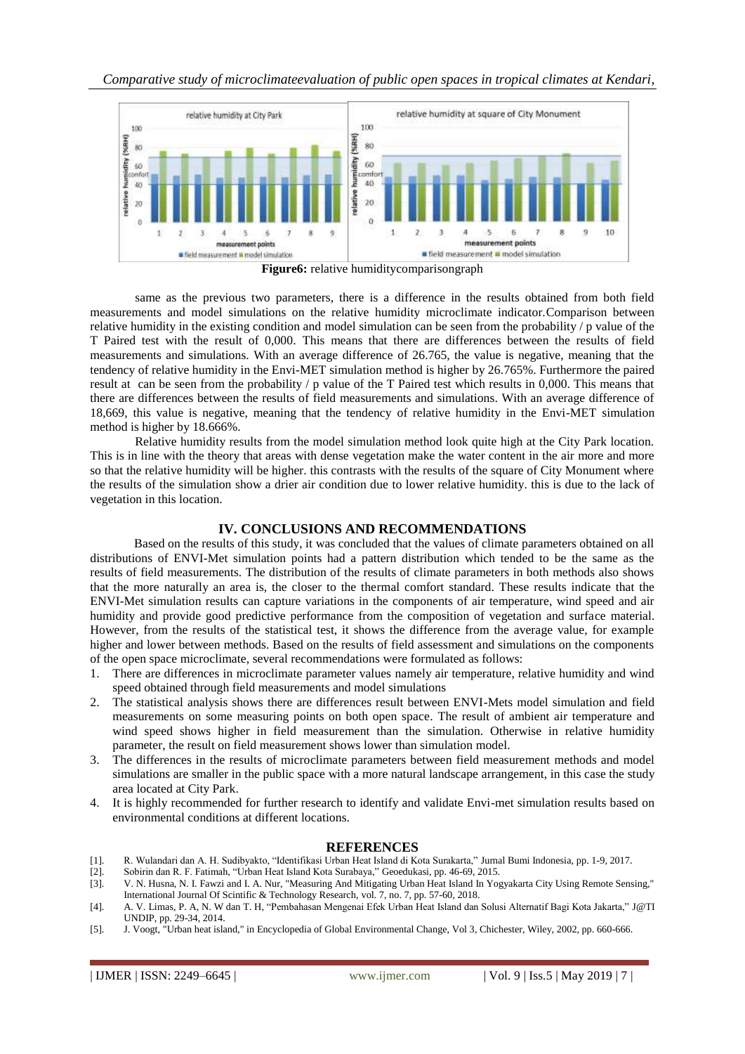**Figure6:** relative humiditycomparisongraph

same as the previous two parameters, there is a difference in the results obtained from both field measurements and model simulations on the relative humidity microclimate indicator.Comparison between relative humidity in the existing condition and model simulation can be seen from the probability / p value of the T Paired test with the result of 0,000. This means that there are differences between the results of field measurements and simulations. With an average difference of 26.765, the value is negative, meaning that the tendency of relative humidity in the Envi-MET simulation method is higher by 26.765%. Furthermore the paired result at can be seen from the probability / p value of the T Paired test which results in 0,000. This means that there are differences between the results of field measurements and simulations. With an average difference of 18,669, this value is negative, meaning that the tendency of relative humidity in the Envi-MET simulation method is higher by 18.666%.

Relative humidity results from the model simulation method look quite high at the City Park location. This is in line with the theory that areas with dense vegetation make the water content in the air more and more so that the relative humidity will be higher. this contrasts with the results of the square of City Monument where the results of the simulation show a drier air condition due to lower relative humidity. this is due to the lack of vegetation in this location.

## IV. CONCLUSIONS AND RECOMMENDATIONS

Based on the results of this study, it was concluded that the values of climate parameters obtained on all distributions of ENVI-Met simulation points had a pattern distribution which tended to be the same as the results of field measurements. The distribution of the results of climate parameters in both methods also shows that the more naturally an area is, the closer to the thermal comfort standard. These results indicate that the ENVI-Met simulation results can capture variations in the components of air temperature, wind speed and air humidity and provide good predictive performance from the composition of vegetation and surface material. However, from the results of the statistical test, it shows the difference from the average value, for example higher and lower between methods. Based on the results of field assessment and simulations on the components of the open space microclimate, several recommendations were formulated as follows:

1. There are differences in microclimate parameter values namely air temperature, relative humidity and wind speed obtained through field measurements and model simulations
2. The statistical analysis shows there are differences result between ENVI-Mets model simulation and field measurements on some measuring points on both open space. The result of ambient air temperature and wind speed shows higher in field measurement than the simulation. Otherwise in relative humidity parameter, the result on field measurement shows lower than simulation model.
3. The differences in the results of microclimate parameters between field measurement methods and model simulations are smaller in the public space with a more natural landscape arrangement, in this case the study area located at City Park.
4. It is highly recommended for further research to identify and validate Envi-met simulation results based on environmental conditions at different locations.

## REFERENCES

[1]. R. Wulandari dan A. H. Sudibyakto, "Identifikasi Urban Heat Island di Kota Surakarta," Jurnal Bumi Indonesia, pp. 1-9, 2017.

[2]. Sobirin dan R. F. Fatimah, "Urban Heat Island Kota Surabaya," Geoedukasi, pp. 46-69, 2015.

[3]. V. N. Husna, N. I. Fawzi and I. A. Nur, "Measuring And Mitigating Urban Heat Island In Yogyakarta City Using Remote Sensing," International Journal Of Scintific & Technology Research, vol. 7, no. 7, pp. 57-60, 2018.

[4]. A. V. Limas, P. A, N. W dan T. H, "Pembahasan Mengenai Efek Urban Heat Island dan Solusi Alternatif Bagi Kota Jakarta," J@TI UNDIP, pp. 29-34, 2014.

[5]. J. Voogt, "Urban heat island," in Encyclopedia of Global Environmental Change, Vol 3, Chichester, Wiley, 2002, pp. 660-666.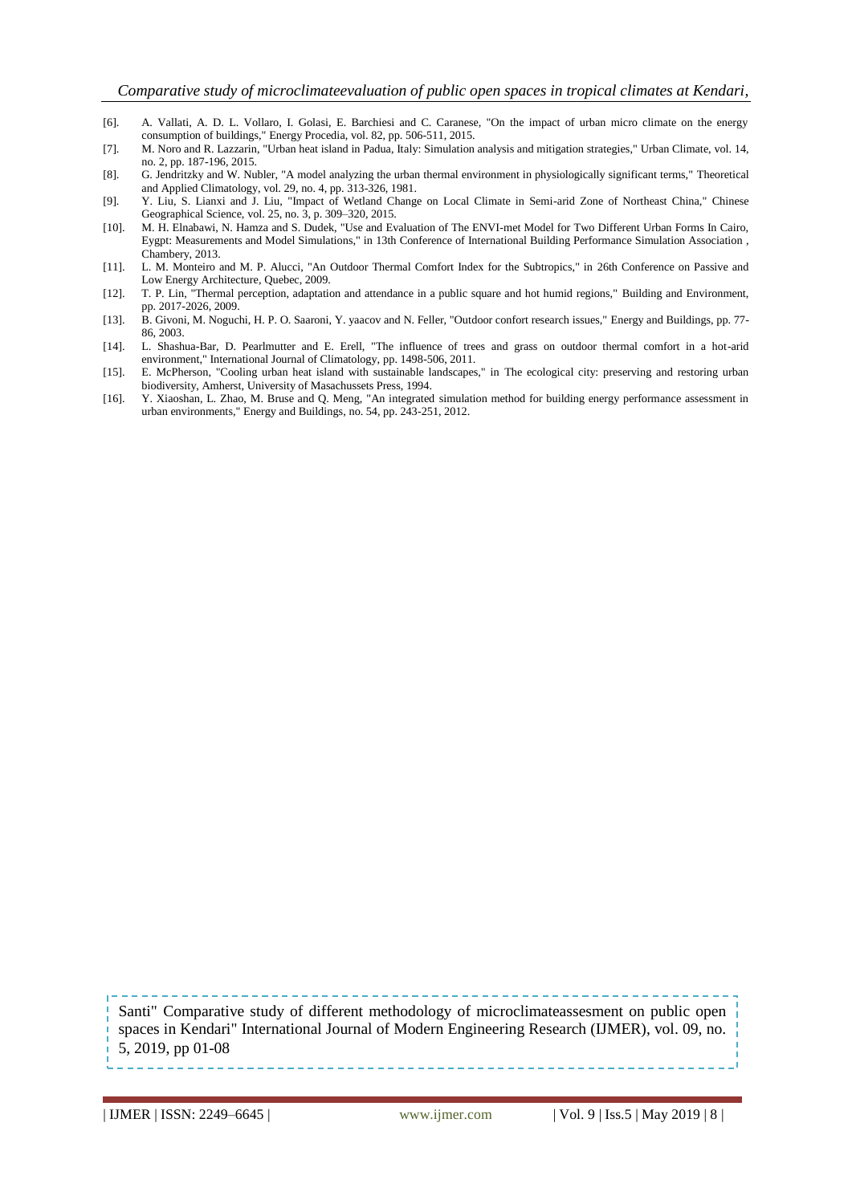[6]. A. Vallati, A. D. L. Vollaro, I. Golasi, E. Barchiesi and C. Caranese, "On the impact of urban micro climate on the energy consumption of buildings," Energy Procedia, vol. 82, pp. 506-511, 2015.

[7]. M. Noro and R. Lazzarin, "Urban heat island in Padua, Italy: Simulation analysis and mitigation strategies," Urban Climate, vol. 14, no. 2, pp. 187-196, 2015.

[8]. G. Jendritzky and W. Nubler, "A model analyzing the urban thermal environment in physiologically significant terms," Theoretical and Applied Climatology, vol. 29, no. 4, pp. 313-326, 1981.

[9]. Y. Liu, S. Lianxi and J. Liu, "Impact of Wetland Change on Local Climate in Semi-arid Zone of Northeast China," Chinese Geographical Science, vol. 25, no. 3, p. 309–320, 2015.

[10]. M. H. Elnabawi, N. Hamza and S. Dudek, "Use and Evaluation of The ENVI-met Model for Two Different Urban Forms In Cairo, Eygpt: Measurements and Model Simulations," in 13th Conference of International Building Performance Simulation Association , Chambery, 2013.

[11]. L. M. Monteiro and M. P. Alucci, "An Outdoor Thermal Comfort Index for the Subtropics," in 26th Conference on Passive and Low Energy Architecture, Quebec, 2009.

[12]. T. P. Lin, "Thermal perception, adaptation and attendance in a public square and hot humid regions," Building and Environment, pp. 2017-2026, 2009.

[13]. B. Givoni, M. Noguchi, H. P. O. Saaroni, Y. yaacov and N. Feller, "Outdoor confort research issues," Energy and Buildings, pp. 77-86, 2003.

[14]. L. Shashua-Bar, D. Pearlmutter and E. Erell, "The influence of trees and grass on outdoor thermal comfort in a hot-arid environment," International Journal of Climatology, pp. 1498-506, 2011.

[15]. E. McPherson, "Cooling urban heat island with sustainable landscapes," in The ecological city: preserving and restoring urban biodiversity, Amherst, University of Masachussets Press, 1994.

[16]. Y. Xiaoshan, L. Zhao, M. Bruse and Q. Meng, "An integrated simulation method for building energy performance assessment in urban environments," Energy and Buildings, no. 54, pp. 243-251, 2012.

Santi" Comparative study of different methodology of microclimateassesment on public open spaces in Kendari" International Journal of Modern Engineering Research (IJMER), vol. 09, no. 5, 2019, pp 01-08